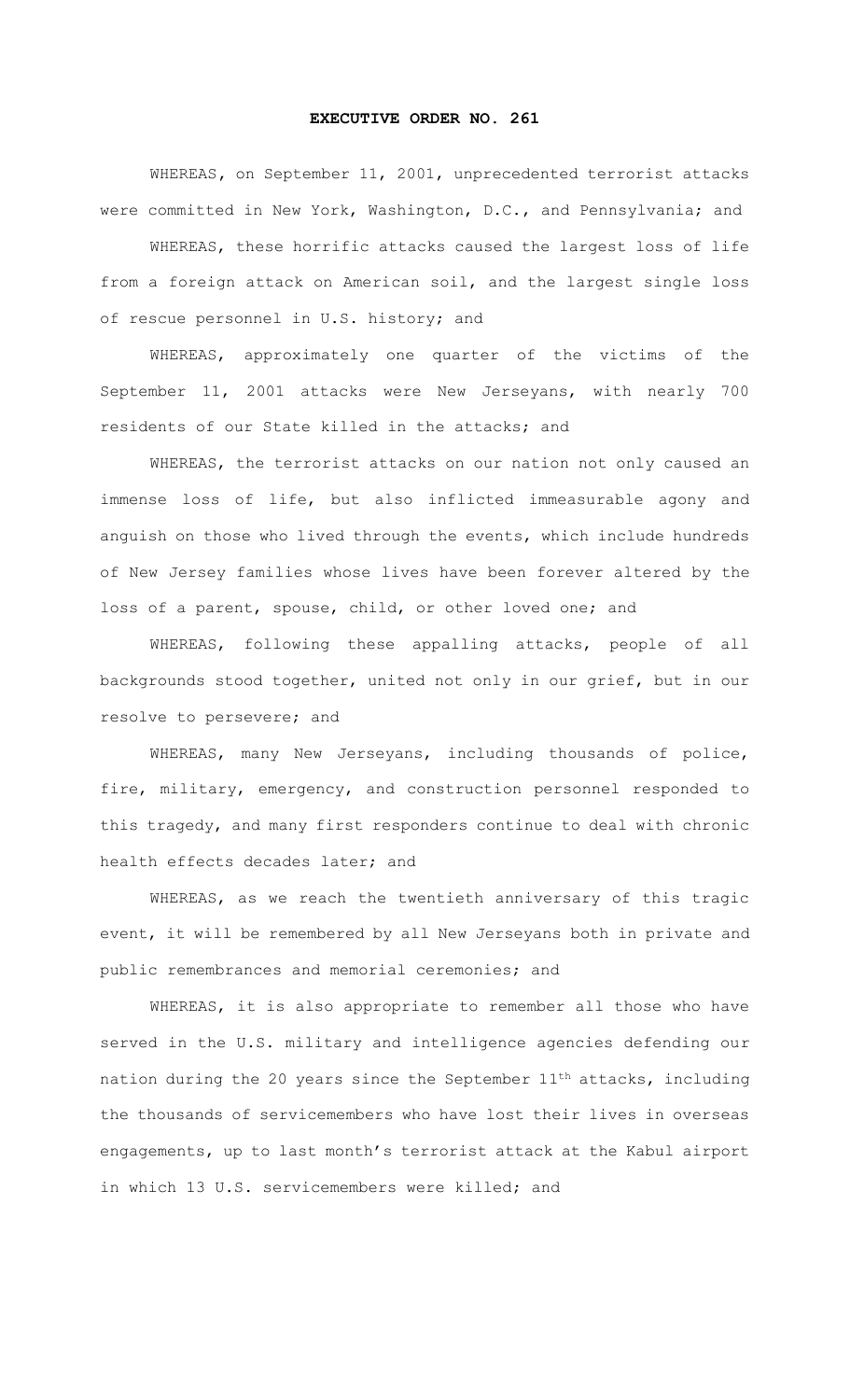# EXECUTIVE ORDER NO. 261

WHEREAS, on September 11, 2001, unprecedented terrorist attacks were committed in New York, Washington, D.C., and Pennsylvania; and

WHEREAS, these horrific attacks caused the largest loss of life from a foreign attack on American soil, and the largest single loss of rescue personnel in U.S. history; and

WHEREAS, approximately one quarter of the victims of the September 11, 2001 attacks were New Jerseyans, with nearly 700 residents of our State killed in the attacks; and

WHEREAS, the terrorist attacks on our nation not only caused an immense loss of life, but also inflicted immeasurable agony and anguish on those who lived through the events, which include hundreds of New Jersey families whose lives have been forever altered by the loss of a parent, spouse, child, or other loved one; and

WHEREAS, following these appalling attacks, people of all backgrounds stood together, united not only in our grief, but in our resolve to persevere; and

WHEREAS, many New Jerseyans, including thousands of police, fire, military, emergency, and construction personnel responded to this tragedy, and many first responders continue to deal with chronic health effects decades later; and

WHEREAS, as we reach the twentieth anniversary of this tragic event, it will be remembered by all New Jerseyans both in private and public remembrances and memorial ceremonies; and

WHEREAS, it is also appropriate to remember all those who have served in the U.S. military and intelligence agencies defending our nation during the 20 years since the September 11th attacks, including the thousands of servicemembers who have lost their lives in overseas engagements, up to last month's terrorist attack at the Kabul airport in which 13 U.S. servicemembers were killed; and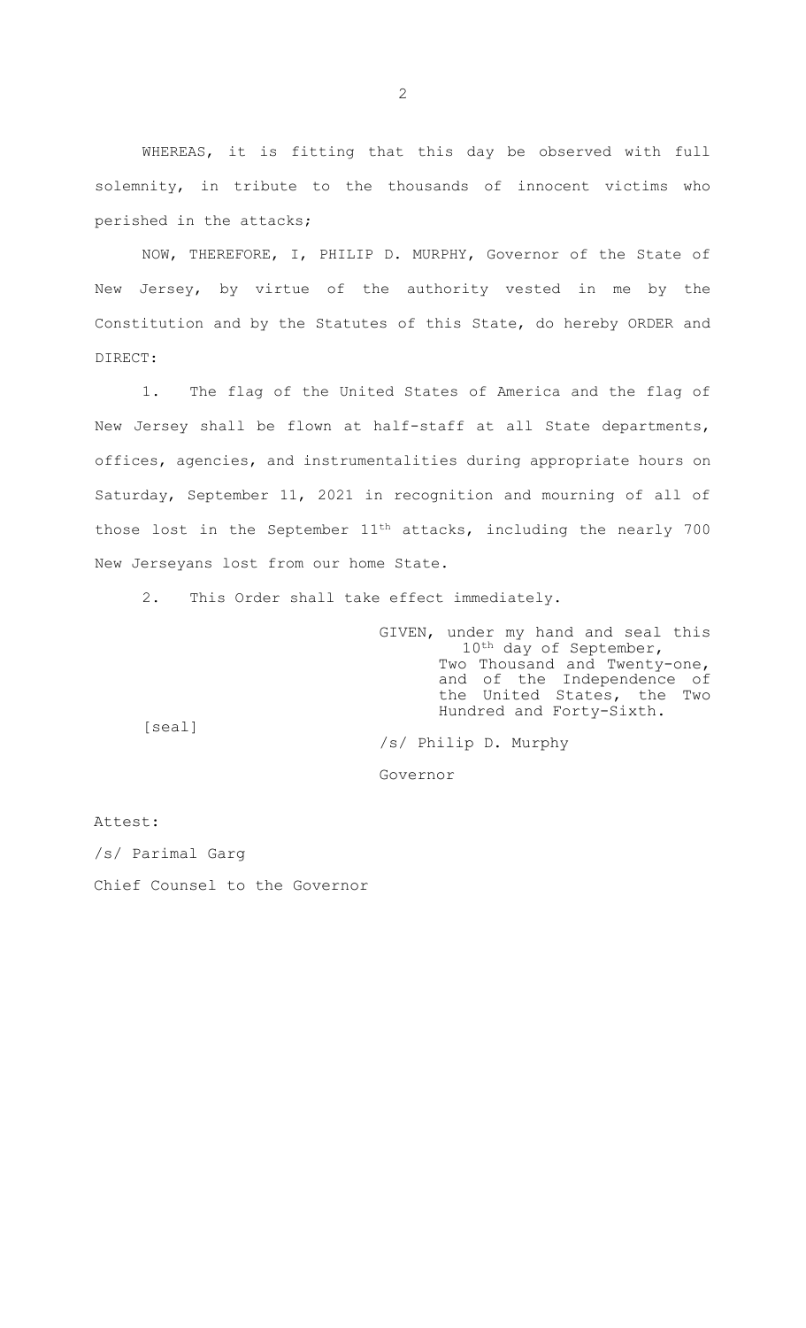WHEREAS, it is fitting that this day be observed with full solemnity, in tribute to the thousands of innocent victims who perished in the attacks;

NOW, THEREFORE, I, PHILIP D. MURPHY, Governor of the State of New Jersey, by virtue of the authority vested in me by the Constitution and by the Statutes of this State, do hereby ORDER and DIRECT:

1. The flag of the United States of America and the flag of New Jersey shall be flown at half-staff at all State departments, offices, agencies, and instrumentalities during appropriate hours on Saturday, September 11, 2021 in recognition and mourning of all of those lost in the September 11th attacks, including the nearly 700 New Jerseyans lost from our home State.

2. This Order shall take effect immediately.

GIVEN, under my hand and seal this 10th day of September, Two Thousand and Twenty-one, and of the Independence of the United States, the Two Hundred and Forty-Sixth.

[seal]

/s/ Philip D. Murphy

Governor

Attest:

/s/ Parimal Garg

Chief Counsel to the Governor